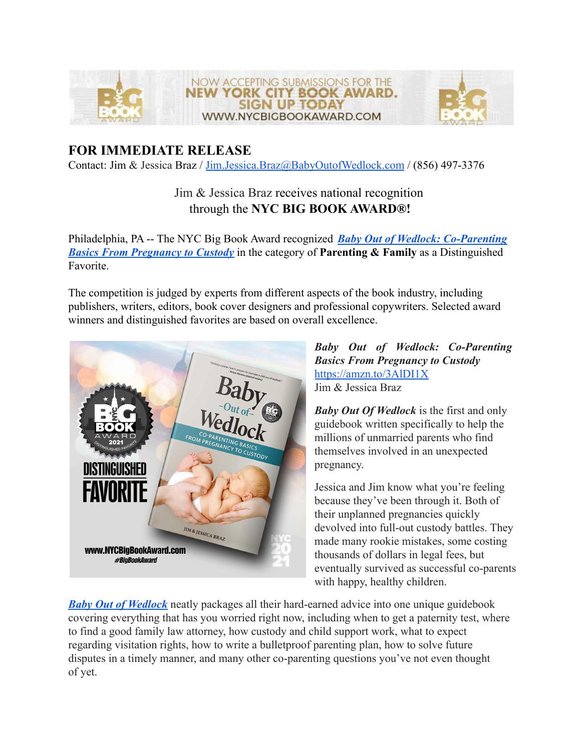NOW ACCEPTING SUBMISSIONS FOR THE NEW YORK CITY BOOK AWARD. SIGN UP TODAY WWW.NYCBIGBOOKAWARD.COM

# FOR IMMEDIATE RELEASE

Contact: Jim & Jessica Braz / Jim.Jessica.Braz@BabyOutofWedlock.com / (856) 497-3376

Jim & Jessica Braz receives national recognition through the **NYC BIG BOOK AWARD®!**

Philadelphia, PA -- The NYC Big Book Award recognized ***Baby Out of Wedlock: Co-Parenting Basics From Pregnancy to Custody*** in the category of **Parenting & Family** as a Distinguished Favorite.

The competition is judged by experts from different aspects of the book industry, including publishers, writers, editors, book cover designers and professional copywriters. Selected award winners and distinguished favorites are based on overall excellence.

***Baby Out of Wedlock: Co-Parenting Basics From Pregnancy to Custody***
https://amzn.to/3AlDI1X
Jim & Jessica Braz

***Baby Out Of Wedlock*** is the first and only guidebook written specifically to help the millions of unmarried parents who find themselves involved in an unexpected pregnancy.

Jessica and Jim know what you're feeling because they've been through it. Both of their unplanned pregnancies quickly devolved into full-out custody battles. They made many rookie mistakes, some costing thousands of dollars in legal fees, but eventually survived as successful co-parents with happy, healthy children.

***Baby Out of Wedlock*** neatly packages all their hard-earned advice into one unique guidebook covering everything that has you worried right now, including when to get a paternity test, where to find a good family law attorney, how custody and child support work, what to expect regarding visitation rights, how to write a bulletproof parenting plan, how to solve future disputes in a timely manner, and many other co-parenting questions you've not even thought of yet.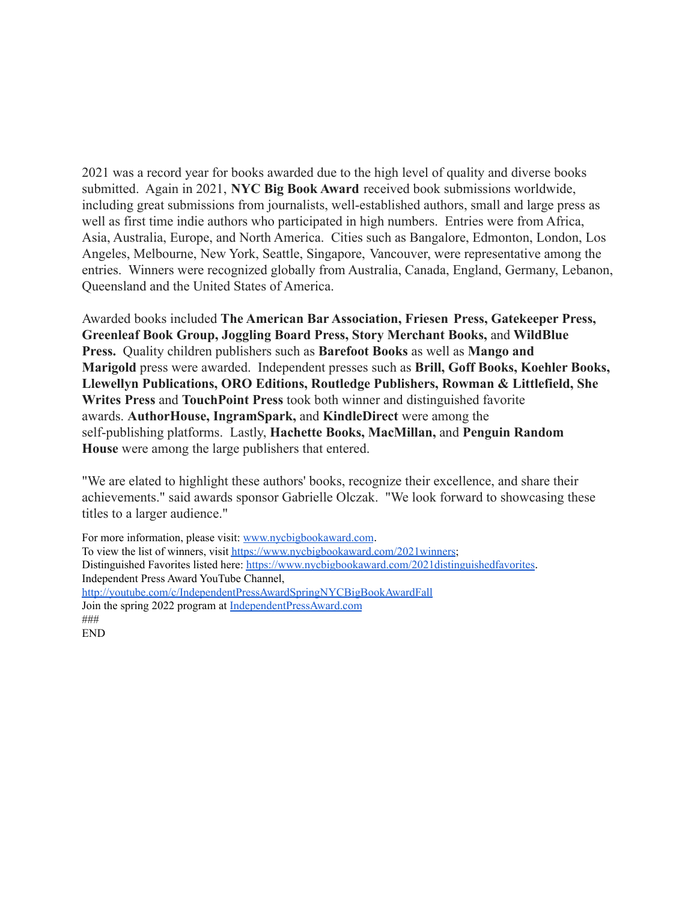2021 was a record year for books awarded due to the high level of quality and diverse books submitted. Again in 2021, **NYC Big Book Award** received book submissions worldwide, including great submissions from journalists, well-established authors, small and large press as well as first time indie authors who participated in high numbers. Entries were from Africa, Asia, Australia, Europe, and North America. Cities such as Bangalore, Edmonton, London, Los Angeles, Melbourne, New York, Seattle, Singapore, Vancouver, were representative among the entries. Winners were recognized globally from Australia, Canada, England, Germany, Lebanon, Queensland and the United States of America.

Awarded books included **The American Bar Association, Friesen Press, Gatekeeper Press, Greenleaf Book Group, Joggling Board Press, Story Merchant Books,** and **WildBlue Press.** Quality children publishers such as **Barefoot Books** as well as **Mango and Marigold** press were awarded. Independent presses such as **Brill, Goff Books, Koehler Books, Llewellyn Publications, ORO Editions, Routledge Publishers, Rowman & Littlefield, She Writes Press** and **TouchPoint Press** took both winner and distinguished favorite awards. **AuthorHouse, IngramSpark,** and **KindleDirect** were among the self-publishing platforms. Lastly, **Hachette Books, MacMillan,** and **Penguin Random House** were among the large publishers that entered.

"We are elated to highlight these authors' books, recognize their excellence, and share their achievements." said awards sponsor Gabrielle Olczak. "We look forward to showcasing these titles to a larger audience."

For more information, please visit: [www.nycbigbookaward.com](www.nycbigbookaward.com).
To view the list of winners, visit [https://www.nycbigbookaward.com/2021winners](https://www.nycbigbookaward.com/2021winners);
Distinguished Favorites listed here: [https://www.nycbigbookaward.com/2021distinguishedfavorites](https://www.nycbigbookaward.com/2021distinguishedfavorites).
Independent Press Award YouTube Channel,
[http://youtube.com/c/IndependentPressAwardSpringNYCBigBookAwardFall](http://youtube.com/c/IndependentPressAwardSpringNYCBigBookAwardFall)
Join the spring 2022 program at [IndependentPressAward.com](IndependentPressAward.com)
###
END